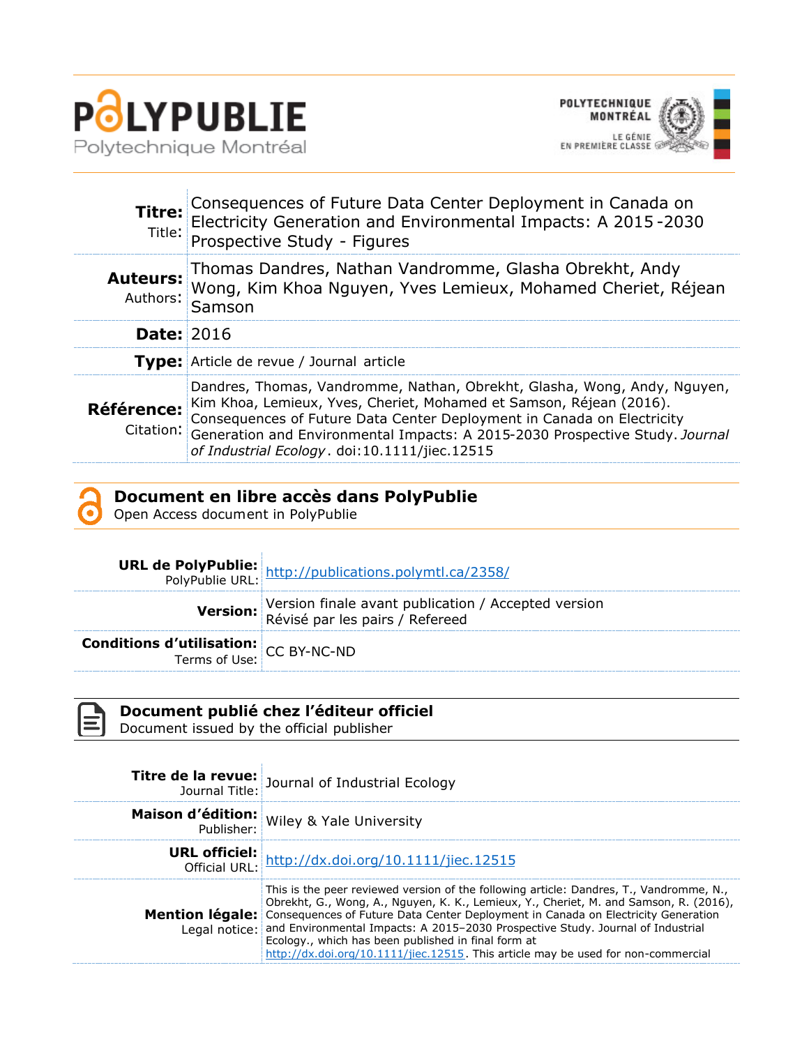# PolyPublie

Polytechnique Montréal

POLYTECHNIQUE MONTRÉAL
LE GÉNIE EN PREMIÈRE CLASSE

| | |
|---|---|
| **Titre:** Title: | Consequences of Future Data Center Deployment in Canada on Electricity Generation and Environmental Impacts: A 2015-2030 Prospective Study - Figures |
| **Auteurs:** Authors: | Thomas Dandres, Nathan Vandromme, Glasha Obrekht, Andy Wong, Kim Khoa Nguyen, Yves Lemieux, Mohamed Cheriet, Réjean Samson |
| **Date:** | 2016 |
| **Type:** | Article de revue / Journal article |
| **Référence:** Citation: | Dandres, Thomas, Vandromme, Nathan, Obrekht, Glasha, Wong, Andy, Nguyen, Kim Khoa, Lemieux, Yves, Cheriet, Mohamed et Samson, Réjean (2016). Consequences of Future Data Center Deployment in Canada on Electricity Generation and Environmental Impacts: A 2015-2030 Prospective Study. *Journal of Industrial Ecology*. doi:10.1111/jiec.12515 |

## Document en libre accès dans PolyPublie

Open Access document in PolyPublie

| | |
|---|---|
| **URL de PolyPublie:** PolyPublie URL: | http://publications.polymtl.ca/2358/ |
| **Version:** | Version finale avant publication / Accepted version<br>Révisé par les pairs / Refereed |
| **Conditions d'utilisation:** Terms of Use: | CC BY-NC-ND |

## Document publié chez l'éditeur officiel

Document issued by the official publisher

| | |
|---|---|
| **Titre de la revue:** Journal Title: | Journal of Industrial Ecology |
| **Maison d'édition:** Publisher: | Wiley & Yale University |
| **URL officiel:** Official URL: | http://dx.doi.org/10.1111/jiec.12515 |
| **Mention légale:** Legal notice: | This is the peer reviewed version of the following article: Dandres, T., Vandromme, N., Obrekht, G., Wong, A., Nguyen, K. K., Lemieux, Y., Cheriet, M. and Samson, R. (2016), Consequences of Future Data Center Deployment in Canada on Electricity Generation and Environmental Impacts: A 2015–2030 Prospective Study. Journal of Industrial Ecology., which has been published in final form at http://dx.doi.org/10.1111/jiec.12515. This article may be used for non-commercial |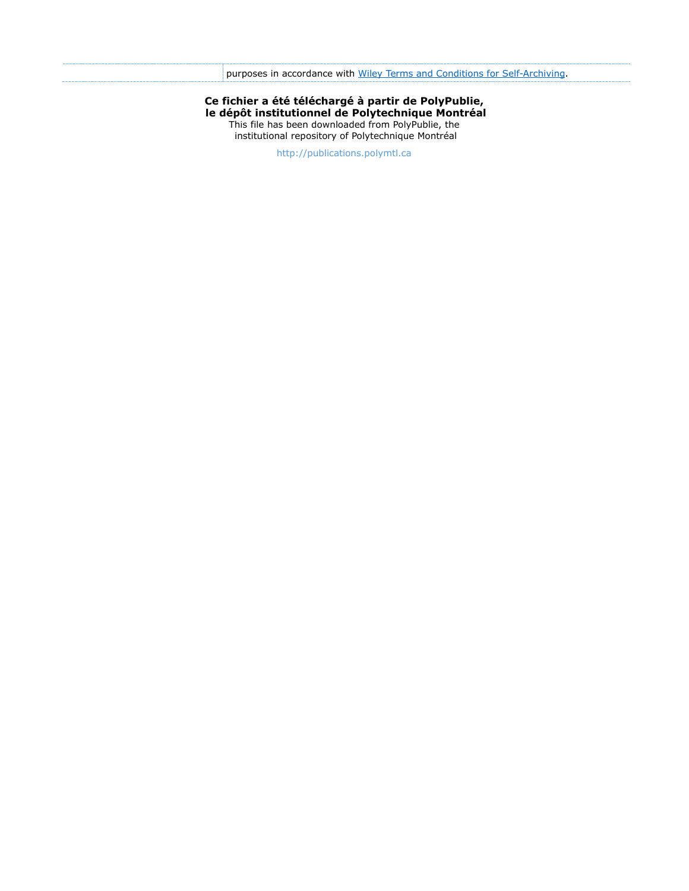| | purposes in accordance with Wiley Terms and Conditions for Self-Archiving. |
| --- | --- |

**Ce fichier a été téléchargé à partir de PolyPublie, le dépôt institutionnel de Polytechnique Montréal**

This file has been downloaded from PolyPublie, the institutional repository of Polytechnique Montréal

http://publications.polymtl.ca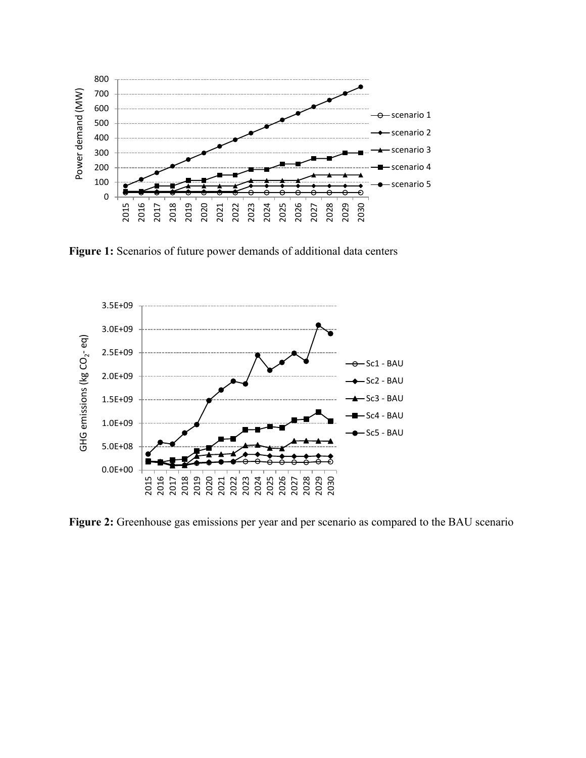**Figure 1:** Scenarios of future power demands of additional data centers

**Figure 2:** Greenhouse gas emissions per year and per scenario as compared to the BAU scenario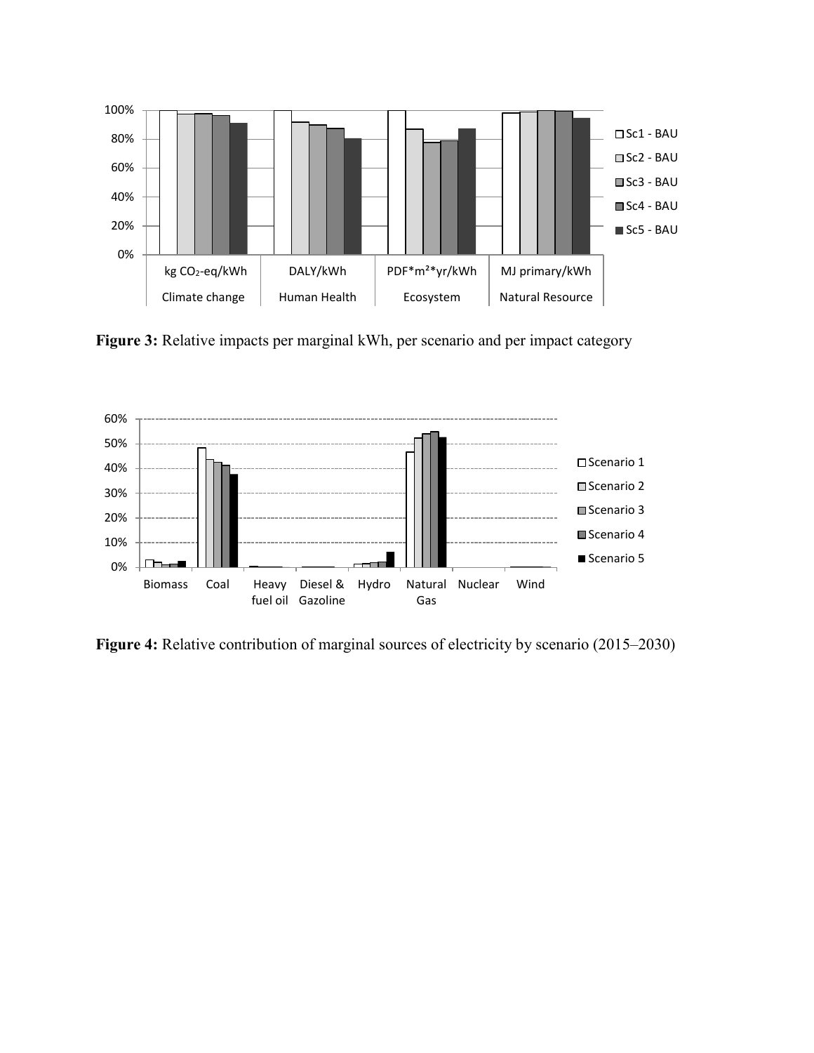**Figure 3:** Relative impacts per marginal kWh, per scenario and per impact category

**Figure 4:** Relative contribution of marginal sources of electricity by scenario (2015–2030)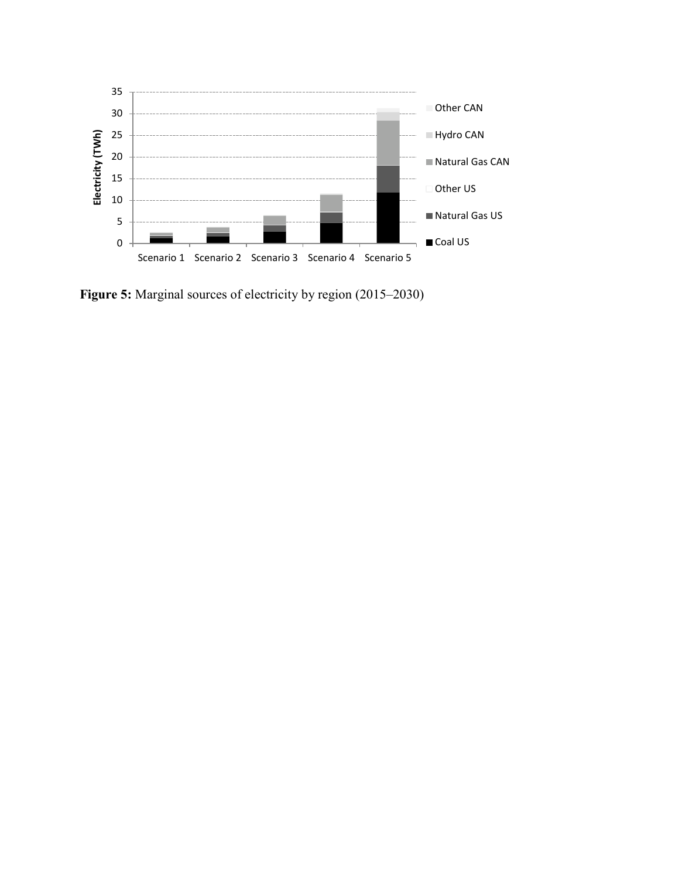35
30
25
20
15
10
5
0

Electricity (TWh)

Scenario 1
Scenario 2
Scenario 3
Scenario 4
Scenario 5

Other CAN
Hydro CAN
Natural Gas CAN
Other US
Natural Gas US
Coal US

**Figure 5:** Marginal sources of electricity by region (2015–2030)